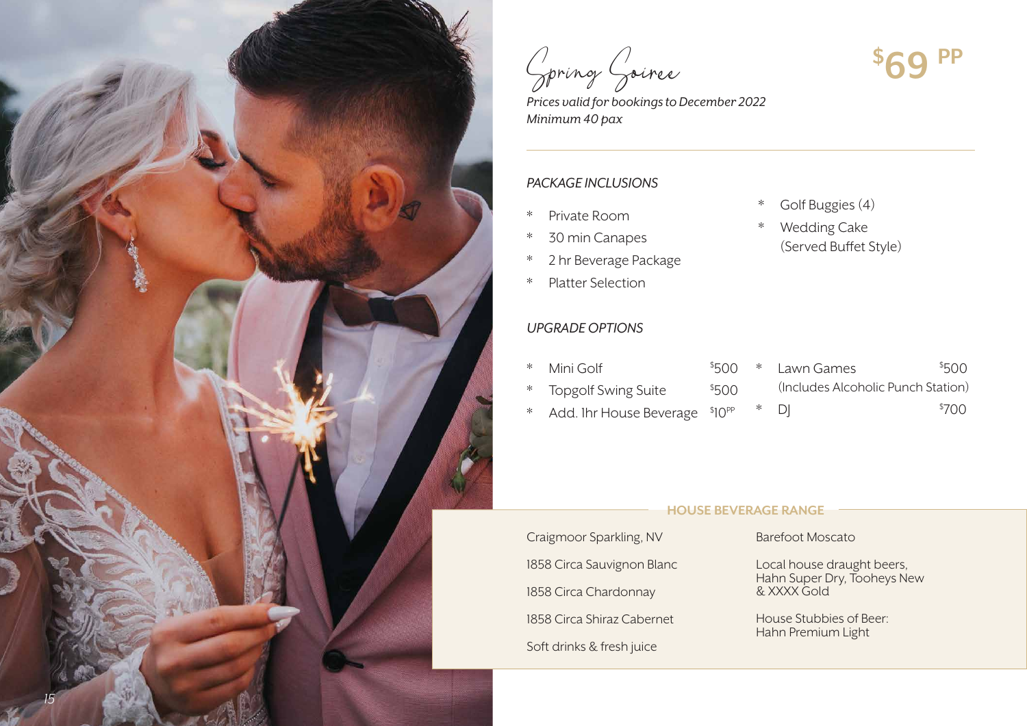# Spring Soiree

**$69 PP**

*Prices valid for bookings to December 2022*
*Minimum 40 pax*

---

### *PACKAGE INCLUSIONS*

* Private Room
* 30 min Canapes
* 2 hr Beverage Package
* Platter Selection
* Golf Buggies (4)
* Wedding Cake (Served Buffet Style)

### *UPGRADE OPTIONS*

| | |
|---|---|
| * Mini Golf | $500 |
| * Topgolf Swing Suite | $500 |
| * Add. 1hr House Beverage | $10 PP |
| * Lawn Games (Includes Alcoholic Punch Station) | $500 |
| * DJ | $700 |

### HOUSE BEVERAGE RANGE

Craigmoor Sparkling, NV

1858 Circa Sauvignon Blanc

1858 Circa Chardonnay

1858 Circa Shiraz Cabernet

Soft drinks & fresh juice

Barefoot Moscato

Local house draught beers, Hahn Super Dry, Tooheys New & XXXX Gold

House Stubbies of Beer: Hahn Premium Light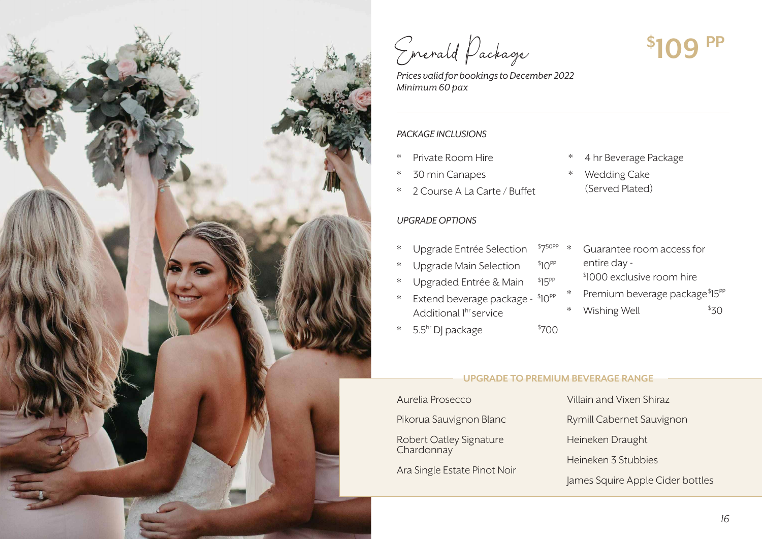# Emerald Package

## $109 PP

*Prices valid for bookings to December 2022*
*Minimum 60 pax*

### *PACKAGE INCLUSIONS*

* Private Room Hire
* 30 min Canapes
* 2 Course A La Carte / Buffet
* 4 hr Beverage Package
* Wedding Cake (Served Plated)

### *UPGRADE OPTIONS*

* Upgrade Entrée Selection $7.50PP
* Upgrade Main Selection $10PP
* Upgraded Entrée & Main $15PP
* Extend beverage package - Additional 1hr service $10PP
* 5.5hr DJ package $700
* Guarantee room access for entire day - $1000 exclusive room hire
* Premium beverage package $15PP
* Wishing Well $30

### UPGRADE TO PREMIUM BEVERAGE RANGE

Aurelia Prosecco

Pikorua Sauvignon Blanc

Robert Oatley Signature Chardonnay

Ara Single Estate Pinot Noir

Villain and Vixen Shiraz

Rymill Cabernet Sauvignon

Heineken Draught

Heineken 3 Stubbies

James Squire Apple Cider bottles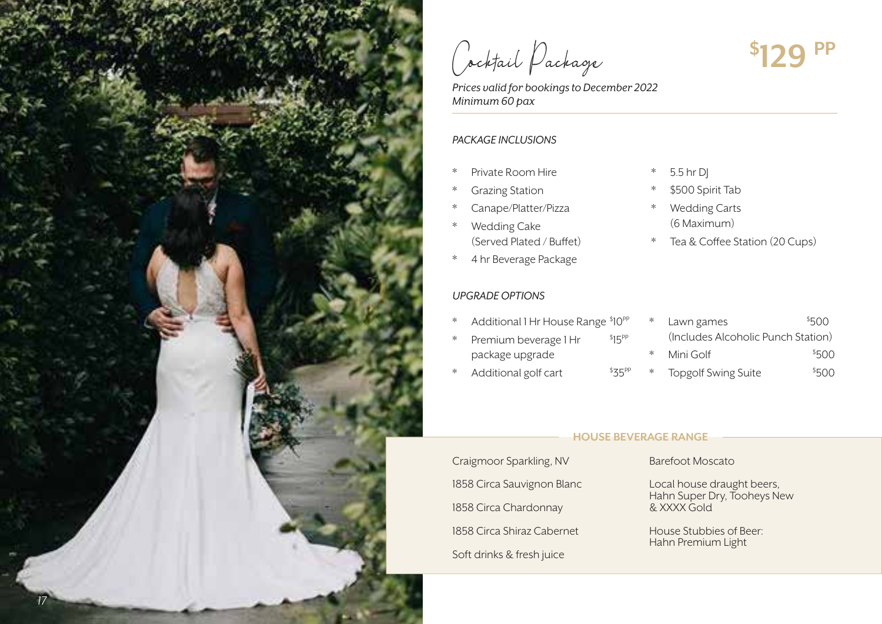# Cocktail Package

**$129 PP**

*Prices valid for bookings to December 2022*
*Minimum 60 pax*

## PACKAGE INCLUSIONS

* Private Room Hire
* Grazing Station
* Canape/Platter/Pizza
* Wedding Cake (Served Plated / Buffet)
* 4 hr Beverage Package
* 5.5 hr DJ
* $500 Spirit Tab
* Wedding Carts (6 Maximum)
* Tea & Coffee Station (20 Cups)

## UPGRADE OPTIONS

* Additional 1 Hr House Range $10PP
* Premium beverage 1 Hr package upgrade $15PP
* Additional golf cart $35PP
* Lawn games (Includes Alcoholic Punch Station) $500
* Mini Golf $500
* Topgolf Swing Suite $500

## HOUSE BEVERAGE RANGE

Craigmoor Sparkling, NV

1858 Circa Sauvignon Blanc

1858 Circa Chardonnay

1858 Circa Shiraz Cabernet

Soft drinks & fresh juice

Barefoot Moscato

Local house draught beers, Hahn Super Dry, Tooheys New & XXXX Gold

House Stubbies of Beer: Hahn Premium Light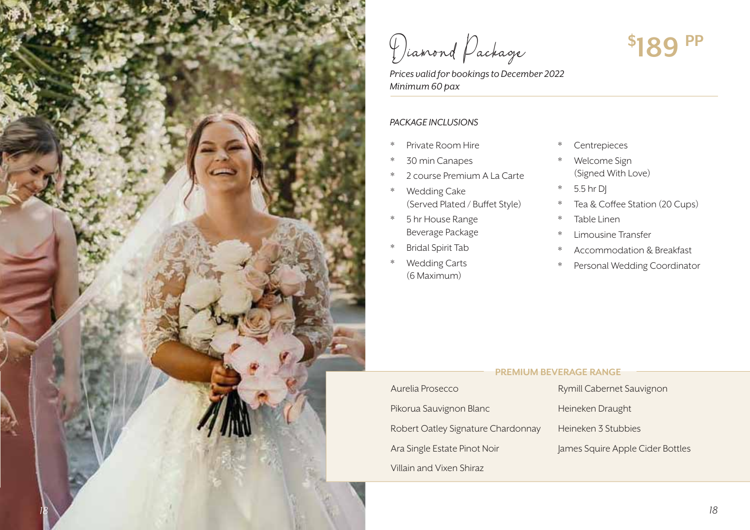# Diamond Package

## $189 PP

*Prices valid for bookings to December 2022*
*Minimum 60 pax*

*PACKAGE INCLUSIONS*

* Private Room Hire
* 30 min Canapes
* 2 course Premium A La Carte
* Wedding Cake (Served Plated / Buffet Style)
* 5 hr House Range Beverage Package
* Bridal Spirit Tab
* Wedding Carts (6 Maximum)
* Centrepieces
* Welcome Sign (Signed With Love)
* 5.5 hr DJ
* Tea & Coffee Station (20 Cups)
* Table Linen
* Limousine Transfer
* Accommodation & Breakfast
* Personal Wedding Coordinator

**PREMIUM BEVERAGE RANGE**

Aurelia Prosecco
Pikorua Sauvignon Blanc
Robert Oatley Signature Chardonnay
Ara Single Estate Pinot Noir
Villain and Vixen Shiraz
Rymill Cabernet Sauvignon
Heineken Draught
Heineken 3 Stubbies
James Squire Apple Cider Bottles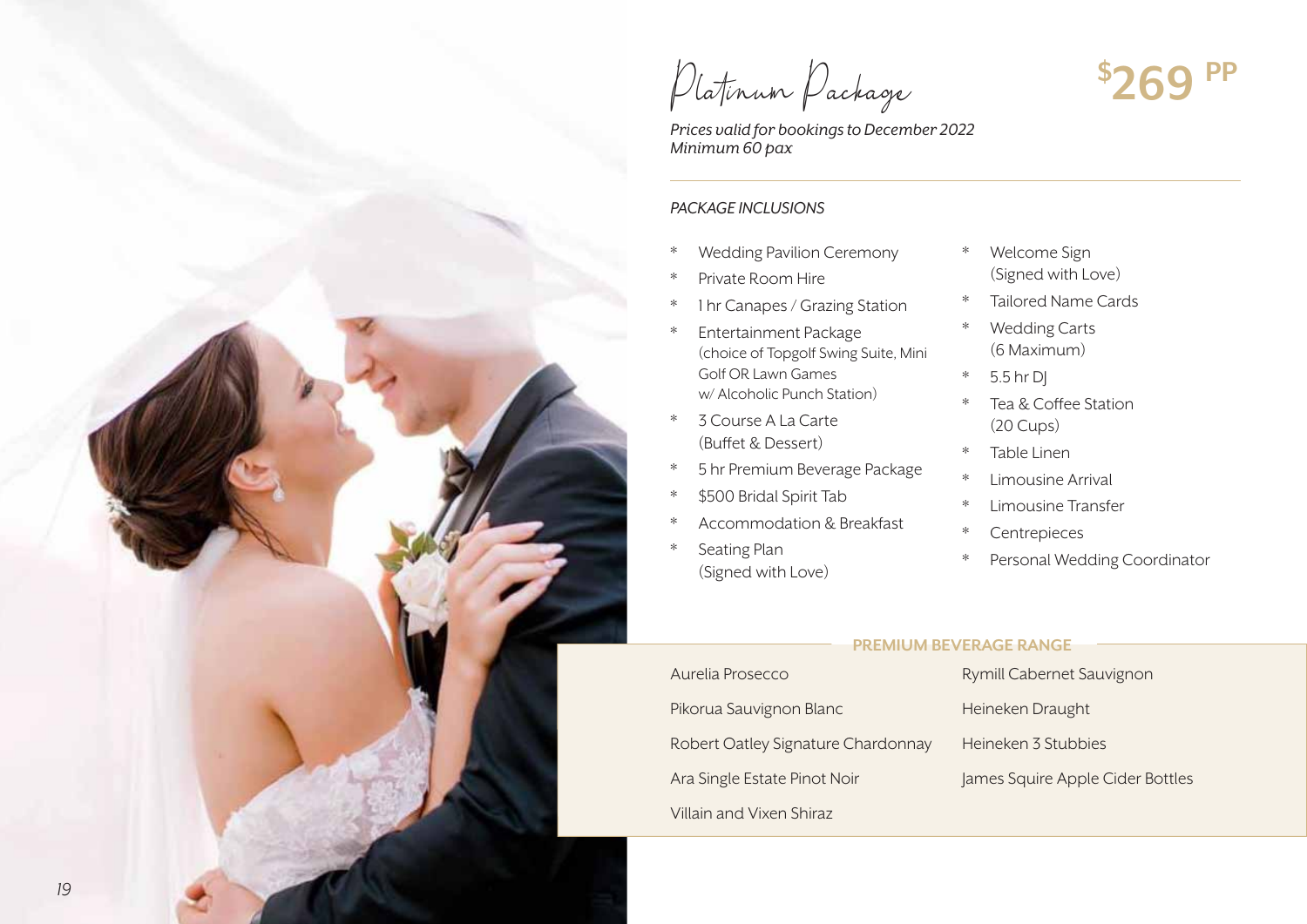# Platinum Package

**$269 PP**

*Prices valid for bookings to December 2022*
*Minimum 60 pax*

---

*PACKAGE INCLUSIONS*

* Wedding Pavilion Ceremony
* Private Room Hire
* 1 hr Canapes / Grazing Station
* Entertainment Package (choice of Topgolf Swing Suite, Mini Golf OR Lawn Games w/ Alcoholic Punch Station)
* 3 Course A La Carte (Buffet & Dessert)
* 5 hr Premium Beverage Package
* $500 Bridal Spirit Tab
* Accommodation & Breakfast
* Seating Plan (Signed with Love)
* Welcome Sign (Signed with Love)
* Tailored Name Cards
* Wedding Carts (6 Maximum)
* 5.5 hr DJ
* Tea & Coffee Station (20 Cups)
* Table Linen
* Limousine Arrival
* Limousine Transfer
* Centrepieces
* Personal Wedding Coordinator

## PREMIUM BEVERAGE RANGE

Aurelia Prosecco

Pikorua Sauvignon Blanc

Robert Oatley Signature Chardonnay

Ara Single Estate Pinot Noir

Villain and Vixen Shiraz

Rymill Cabernet Sauvignon

Heineken Draught

Heineken 3 Stubbies

James Squire Apple Cider Bottles